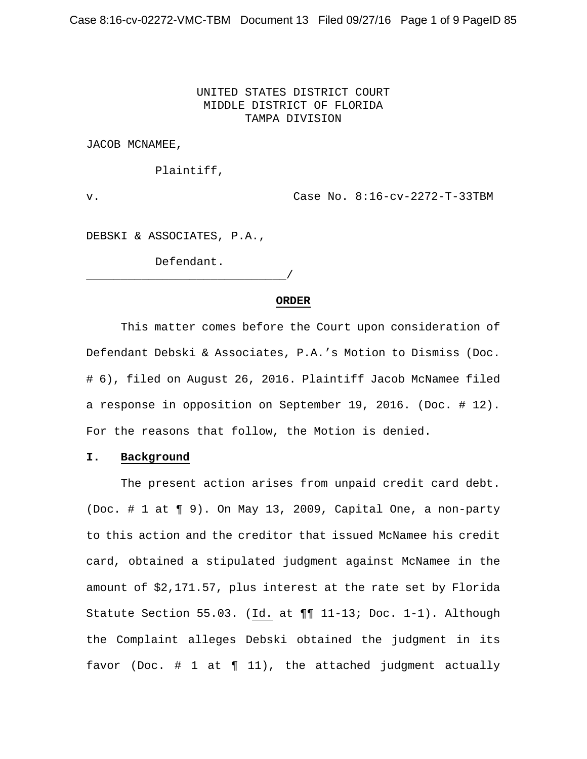UNITED STATES DISTRICT COURT
MIDDLE DISTRICT OF FLORIDA
TAMPA DIVISION

JACOB MCNAMEE,

Plaintiff,

v. Case No. 8:16-cv-2272-T-33TBM

DEBSKI & ASSOCIATES, P.A.,

Defendant.
_____________________________/

**ORDER**

This matter comes before the Court upon consideration of Defendant Debski & Associates, P.A.'s Motion to Dismiss (Doc. # 6), filed on August 26, 2016. Plaintiff Jacob McNamee filed a response in opposition on September 19, 2016. (Doc. # 12). For the reasons that follow, the Motion is denied.

## I. Background

The present action arises from unpaid credit card debt. (Doc. # 1 at ¶ 9). On May 13, 2009, Capital One, a non-party to this action and the creditor that issued McNamee his credit card, obtained a stipulated judgment against McNamee in the amount of $2,171.57, plus interest at the rate set by Florida Statute Section 55.03. (Id. at ¶¶ 11-13; Doc. 1-1). Although the Complaint alleges Debski obtained the judgment in its favor (Doc. # 1 at ¶ 11), the attached judgment actually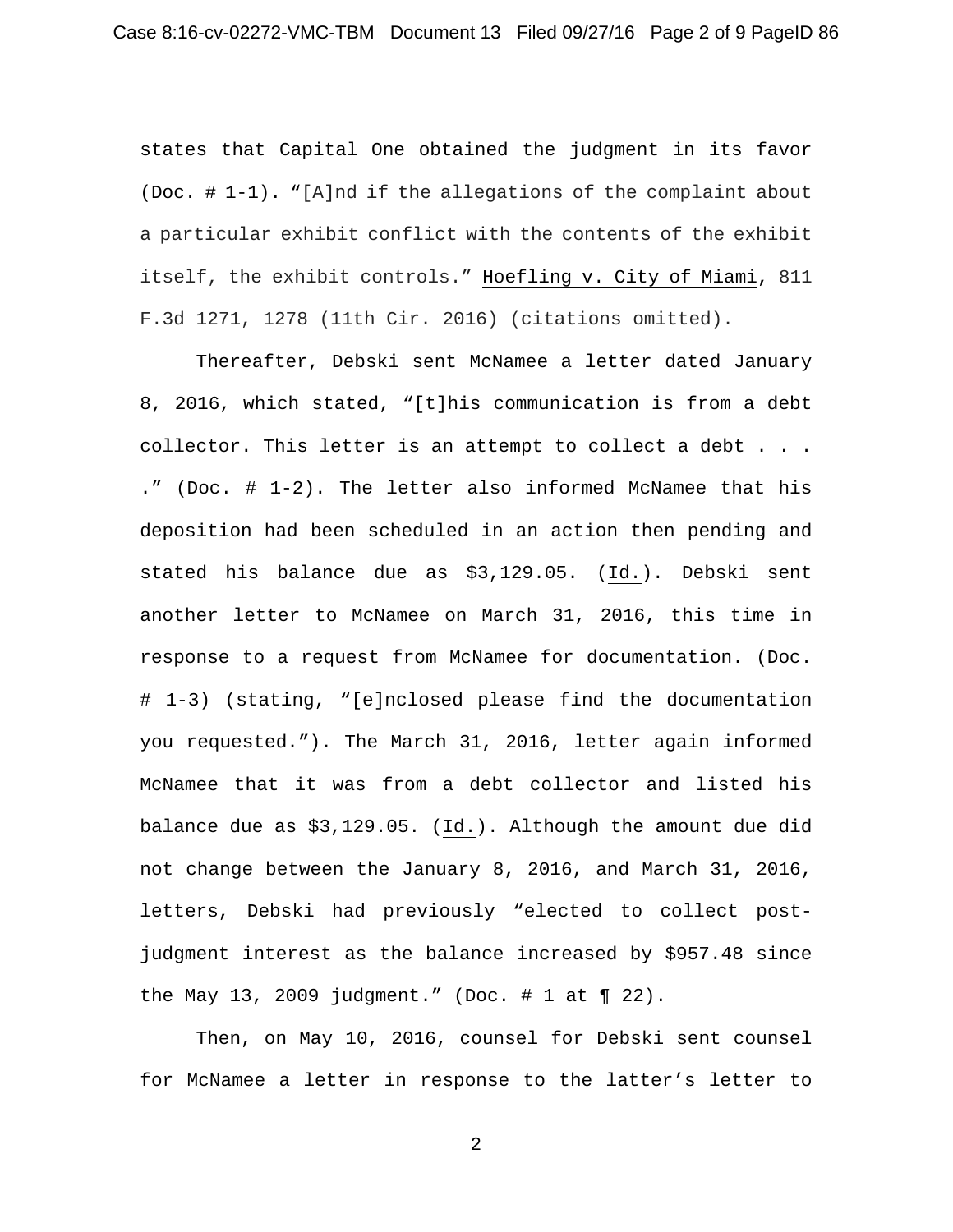states that Capital One obtained the judgment in its favor (Doc. # 1-1). "[A]nd if the allegations of the complaint about a particular exhibit conflict with the contents of the exhibit itself, the exhibit controls." Hoefling v. City of Miami, 811 F.3d 1271, 1278 (11th Cir. 2016) (citations omitted).

Thereafter, Debski sent McNamee a letter dated January 8, 2016, which stated, "[t]his communication is from a debt collector. This letter is an attempt to collect a debt . . . ." (Doc. # 1-2). The letter also informed McNamee that his deposition had been scheduled in an action then pending and stated his balance due as $3,129.05. (Id.). Debski sent another letter to McNamee on March 31, 2016, this time in response to a request from McNamee for documentation. (Doc. # 1-3) (stating, "[e]nclosed please find the documentation you requested."). The March 31, 2016, letter again informed McNamee that it was from a debt collector and listed his balance due as $3,129.05. (Id.). Although the amount due did not change between the January 8, 2016, and March 31, 2016, letters, Debski had previously "elected to collect post-judgment interest as the balance increased by $957.48 since the May 13, 2009 judgment." (Doc. # 1 at ¶ 22).

Then, on May 10, 2016, counsel for Debski sent counsel for McNamee a letter in response to the latter's letter to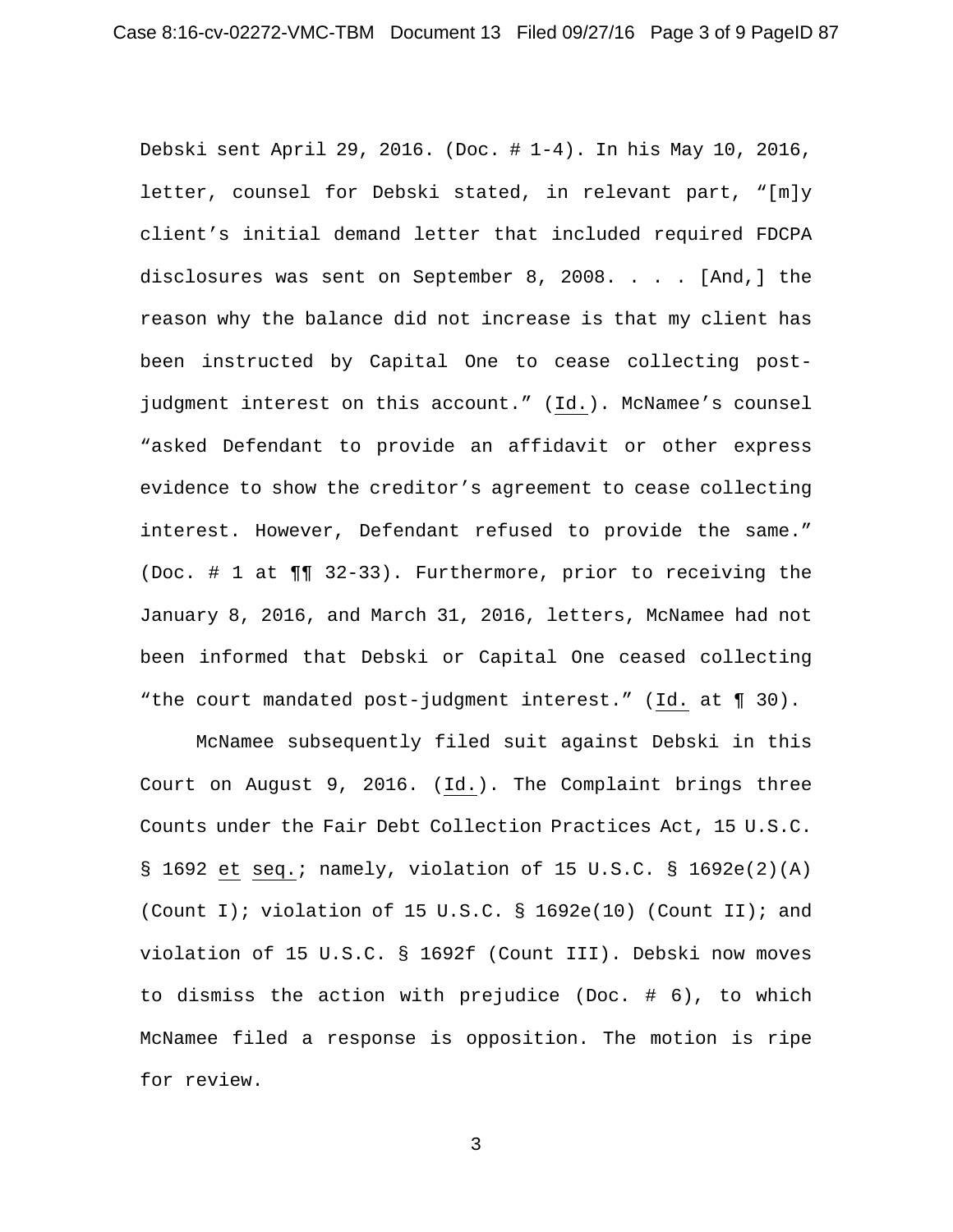Debski sent April 29, 2016. (Doc. # 1-4). In his May 10, 2016, letter, counsel for Debski stated, in relevant part, "[m]y client's initial demand letter that included required FDCPA disclosures was sent on September 8, 2008. . . . [And,] the reason why the balance did not increase is that my client has been instructed by Capital One to cease collecting post-judgment interest on this account." (Id.). McNamee's counsel "asked Defendant to provide an affidavit or other express evidence to show the creditor's agreement to cease collecting interest. However, Defendant refused to provide the same." (Doc. # 1 at ¶¶ 32-33). Furthermore, prior to receiving the January 8, 2016, and March 31, 2016, letters, McNamee had not been informed that Debski or Capital One ceased collecting "the court mandated post-judgment interest." (Id. at ¶ 30).

McNamee subsequently filed suit against Debski in this Court on August 9, 2016. (Id.). The Complaint brings three Counts under the Fair Debt Collection Practices Act, 15 U.S.C. § 1692 et seq.; namely, violation of 15 U.S.C. § 1692e(2)(A) (Count I); violation of 15 U.S.C. § 1692e(10) (Count II); and violation of 15 U.S.C. § 1692f (Count III). Debski now moves to dismiss the action with prejudice (Doc. # 6), to which McNamee filed a response is opposition. The motion is ripe for review.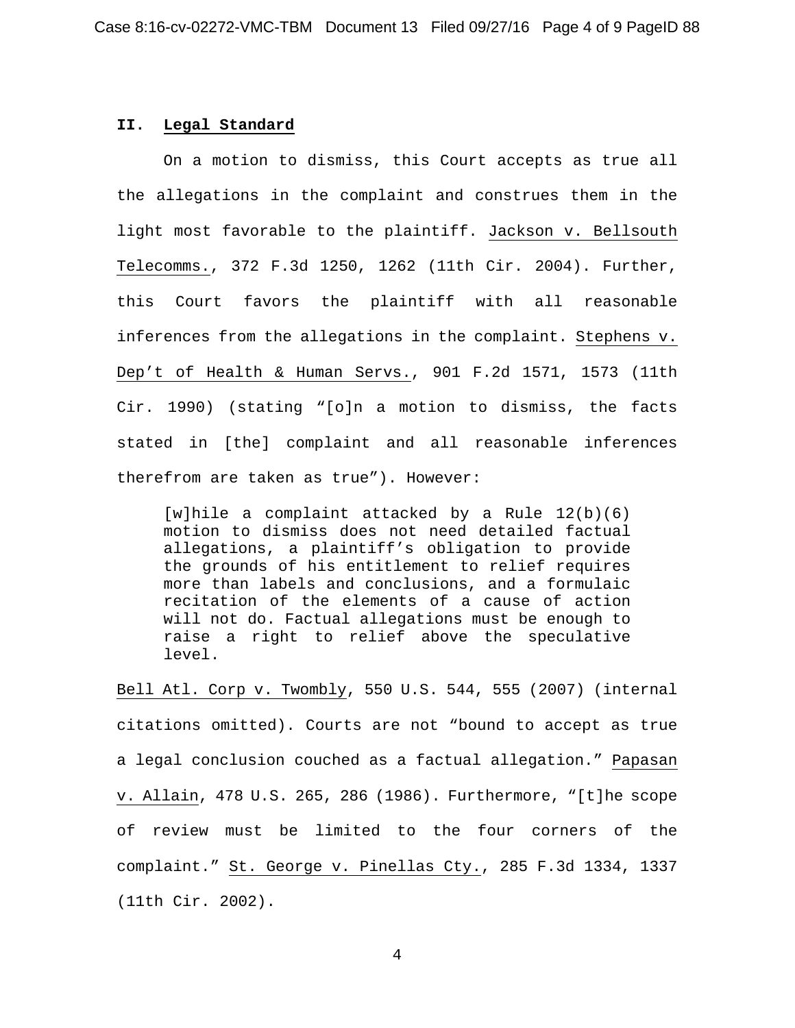## II. Legal Standard

On a motion to dismiss, this Court accepts as true all the allegations in the complaint and construes them in the light most favorable to the plaintiff. Jackson v. Bellsouth Telecomms., 372 F.3d 1250, 1262 (11th Cir. 2004). Further, this Court favors the plaintiff with all reasonable inferences from the allegations in the complaint. Stephens v. Dep't of Health & Human Servs., 901 F.2d 1571, 1573 (11th Cir. 1990) (stating "[o]n a motion to dismiss, the facts stated in [the] complaint and all reasonable inferences therefrom are taken as true"). However:

> [w]hile a complaint attacked by a Rule 12(b)(6) motion to dismiss does not need detailed factual allegations, a plaintiff's obligation to provide the grounds of his entitlement to relief requires more than labels and conclusions, and a formulaic recitation of the elements of a cause of action will not do. Factual allegations must be enough to raise a right to relief above the speculative level.

Bell Atl. Corp v. Twombly, 550 U.S. 544, 555 (2007) (internal citations omitted). Courts are not "bound to accept as true a legal conclusion couched as a factual allegation." Papasan v. Allain, 478 U.S. 265, 286 (1986). Furthermore, "[t]he scope of review must be limited to the four corners of the complaint." St. George v. Pinellas Cty., 285 F.3d 1334, 1337 (11th Cir. 2002).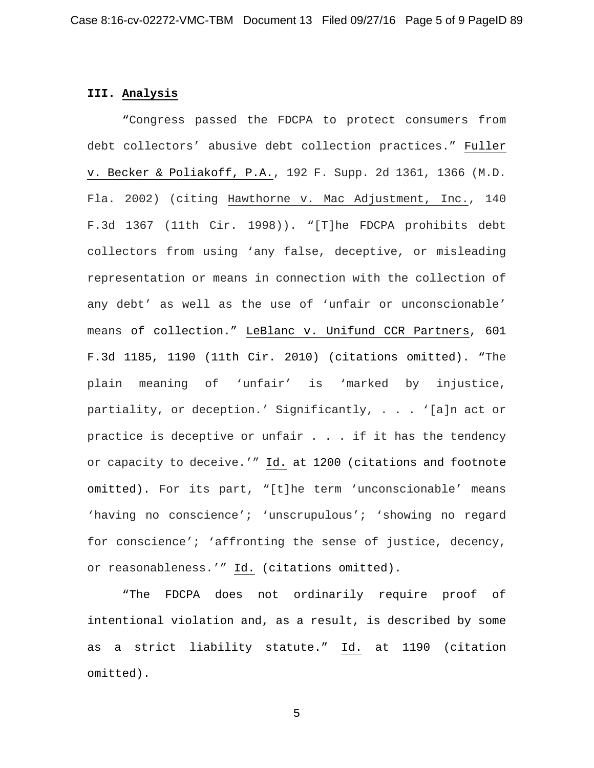## III. Analysis

"Congress passed the FDCPA to protect consumers from debt collectors' abusive debt collection practices." Fuller v. Becker & Poliakoff, P.A., 192 F. Supp. 2d 1361, 1366 (M.D. Fla. 2002) (citing Hawthorne v. Mac Adjustment, Inc., 140 F.3d 1367 (11th Cir. 1998)). "[T]he FDCPA prohibits debt collectors from using 'any false, deceptive, or misleading representation or means in connection with the collection of any debt' as well as the use of 'unfair or unconscionable' means of collection." LeBlanc v. Unifund CCR Partners, 601 F.3d 1185, 1190 (11th Cir. 2010) (citations omitted). "The plain meaning of 'unfair' is 'marked by injustice, partiality, or deception.' Significantly, . . . '[a]n act or practice is deceptive or unfair . . . if it has the tendency or capacity to deceive.'" Id. at 1200 (citations and footnote omitted). For its part, "[t]he term 'unconscionable' means 'having no conscience'; 'unscrupulous'; 'showing no regard for conscience'; 'affronting the sense of justice, decency, or reasonableness.'" Id. (citations omitted).

"The FDCPA does not ordinarily require proof of intentional violation and, as a result, is described by some as a strict liability statute." Id. at 1190 (citation omitted).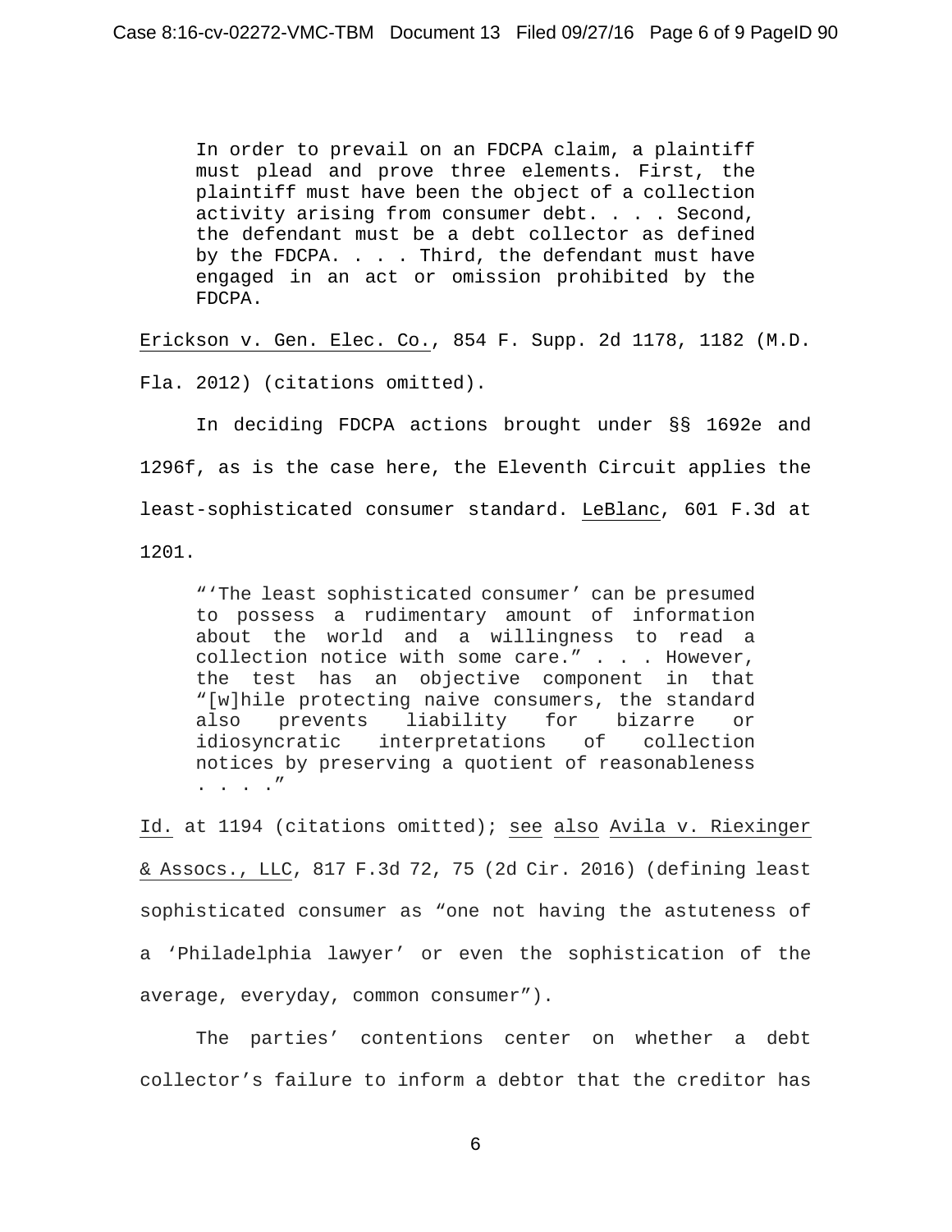> In order to prevail on an FDCPA claim, a plaintiff must plead and prove three elements. First, the plaintiff must have been the object of a collection activity arising from consumer debt. . . . Second, the defendant must be a debt collector as defined by the FDCPA. . . . Third, the defendant must have engaged in an act or omission prohibited by the FDCPA.

Erickson v. Gen. Elec. Co., 854 F. Supp. 2d 1178, 1182 (M.D. Fla. 2012) (citations omitted).

In deciding FDCPA actions brought under §§ 1692e and 1296f, as is the case here, the Eleventh Circuit applies the least-sophisticated consumer standard. LeBlanc, 601 F.3d at 1201.

> "'The least sophisticated consumer' can be presumed to possess a rudimentary amount of information about the world and a willingness to read a collection notice with some care." . . . However, the test has an objective component in that "[w]hile protecting naive consumers, the standard also prevents liability for bizarre or idiosyncratic interpretations of collection notices by preserving a quotient of reasonableness . . . ."

Id. at 1194 (citations omitted); see also Avila v. Riexinger & Assocs., LLC, 817 F.3d 72, 75 (2d Cir. 2016) (defining least sophisticated consumer as "one not having the astuteness of a 'Philadelphia lawyer' or even the sophistication of the average, everyday, common consumer").

The parties' contentions center on whether a debt collector's failure to inform a debtor that the creditor has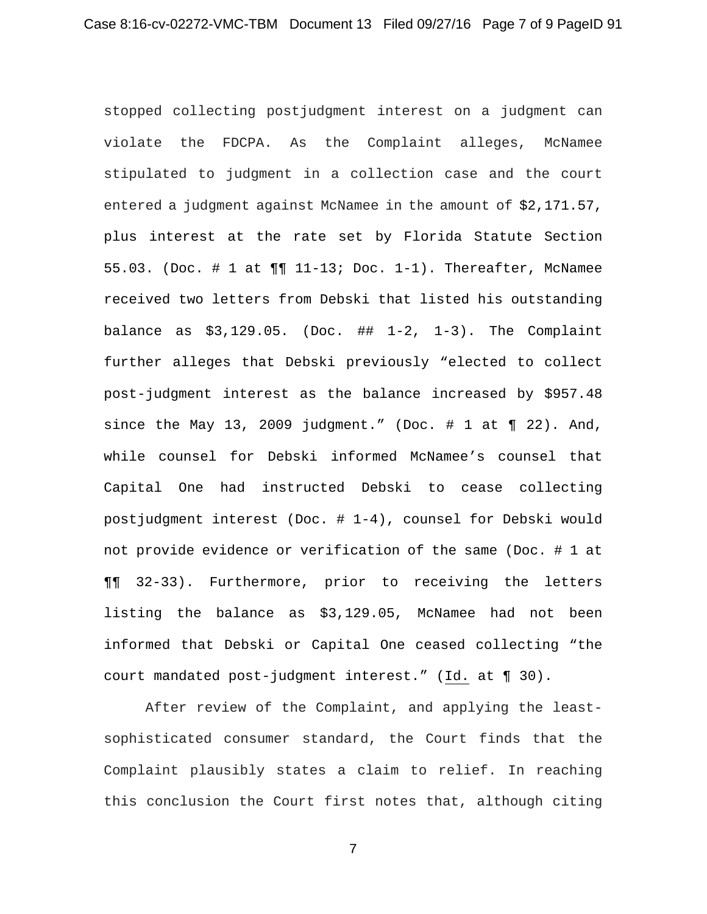stopped collecting postjudgment interest on a judgment can violate the FDCPA. As the Complaint alleges, McNamee stipulated to judgment in a collection case and the court entered a judgment against McNamee in the amount of $2,171.57, plus interest at the rate set by Florida Statute Section 55.03. (Doc. # 1 at ¶¶ 11-13; Doc. 1-1). Thereafter, McNamee received two letters from Debski that listed his outstanding balance as $3,129.05. (Doc. ## 1-2, 1-3). The Complaint further alleges that Debski previously "elected to collect post-judgment interest as the balance increased by $957.48 since the May 13, 2009 judgment." (Doc. # 1 at ¶ 22). And, while counsel for Debski informed McNamee's counsel that Capital One had instructed Debski to cease collecting postjudgment interest (Doc. # 1-4), counsel for Debski would not provide evidence or verification of the same (Doc. # 1 at ¶¶ 32-33). Furthermore, prior to receiving the letters listing the balance as $3,129.05, McNamee had not been informed that Debski or Capital One ceased collecting "the court mandated post-judgment interest." (Id. at ¶ 30).

After review of the Complaint, and applying the least-sophisticated consumer standard, the Court finds that the Complaint plausibly states a claim to relief. In reaching this conclusion the Court first notes that, although citing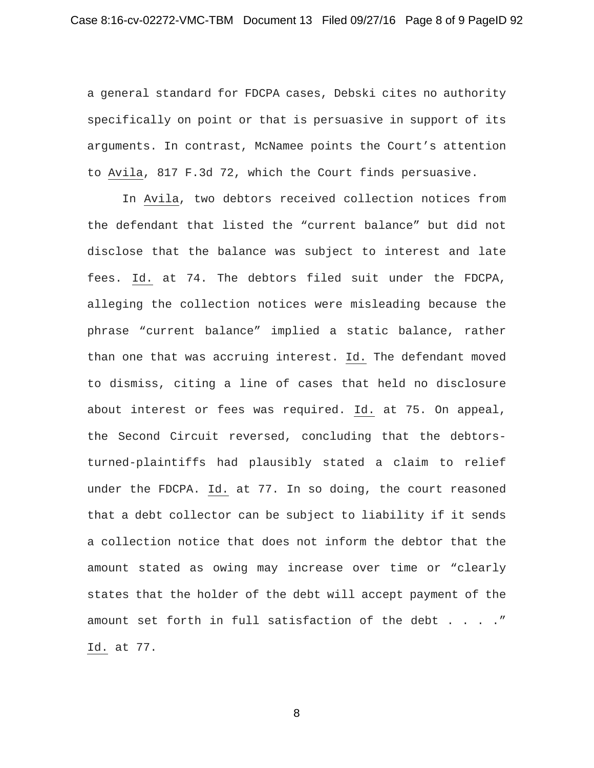a general standard for FDCPA cases, Debski cites no authority specifically on point or that is persuasive in support of its arguments. In contrast, McNamee points the Court's attention to Avila, 817 F.3d 72, which the Court finds persuasive.

In Avila, two debtors received collection notices from the defendant that listed the "current balance" but did not disclose that the balance was subject to interest and late fees. Id. at 74. The debtors filed suit under the FDCPA, alleging the collection notices were misleading because the phrase "current balance" implied a static balance, rather than one that was accruing interest. Id. The defendant moved to dismiss, citing a line of cases that held no disclosure about interest or fees was required. Id. at 75. On appeal, the Second Circuit reversed, concluding that the debtors-turned-plaintiffs had plausibly stated a claim to relief under the FDCPA. Id. at 77. In so doing, the court reasoned that a debt collector can be subject to liability if it sends a collection notice that does not inform the debtor that the amount stated as owing may increase over time or "clearly states that the holder of the debt will accept payment of the amount set forth in full satisfaction of the debt . . . ." Id. at 77.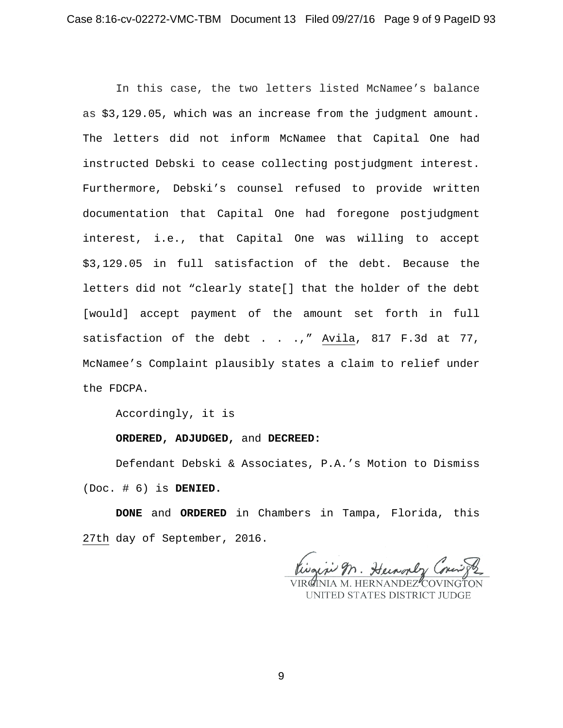In this case, the two letters listed McNamee's balance as $3,129.05, which was an increase from the judgment amount. The letters did not inform McNamee that Capital One had instructed Debski to cease collecting postjudgment interest. Furthermore, Debski's counsel refused to provide written documentation that Capital One had foregone postjudgment interest, i.e., that Capital One was willing to accept $3,129.05 in full satisfaction of the debt. Because the letters did not "clearly state[] that the holder of the debt [would] accept payment of the amount set forth in full satisfaction of the debt . . .," Avila, 817 F.3d at 77, McNamee's Complaint plausibly states a claim to relief under the FDCPA.

Accordingly, it is

**ORDERED, ADJUDGED,** and **DECREED:**

Defendant Debski & Associates, P.A.'s Motion to Dismiss (Doc. # 6) is **DENIED.**

**DONE** and **ORDERED** in Chambers in Tampa, Florida, this 27th day of September, 2016.

VIRGINIA M. HERNANDEZ COVINGTON
UNITED STATES DISTRICT JUDGE